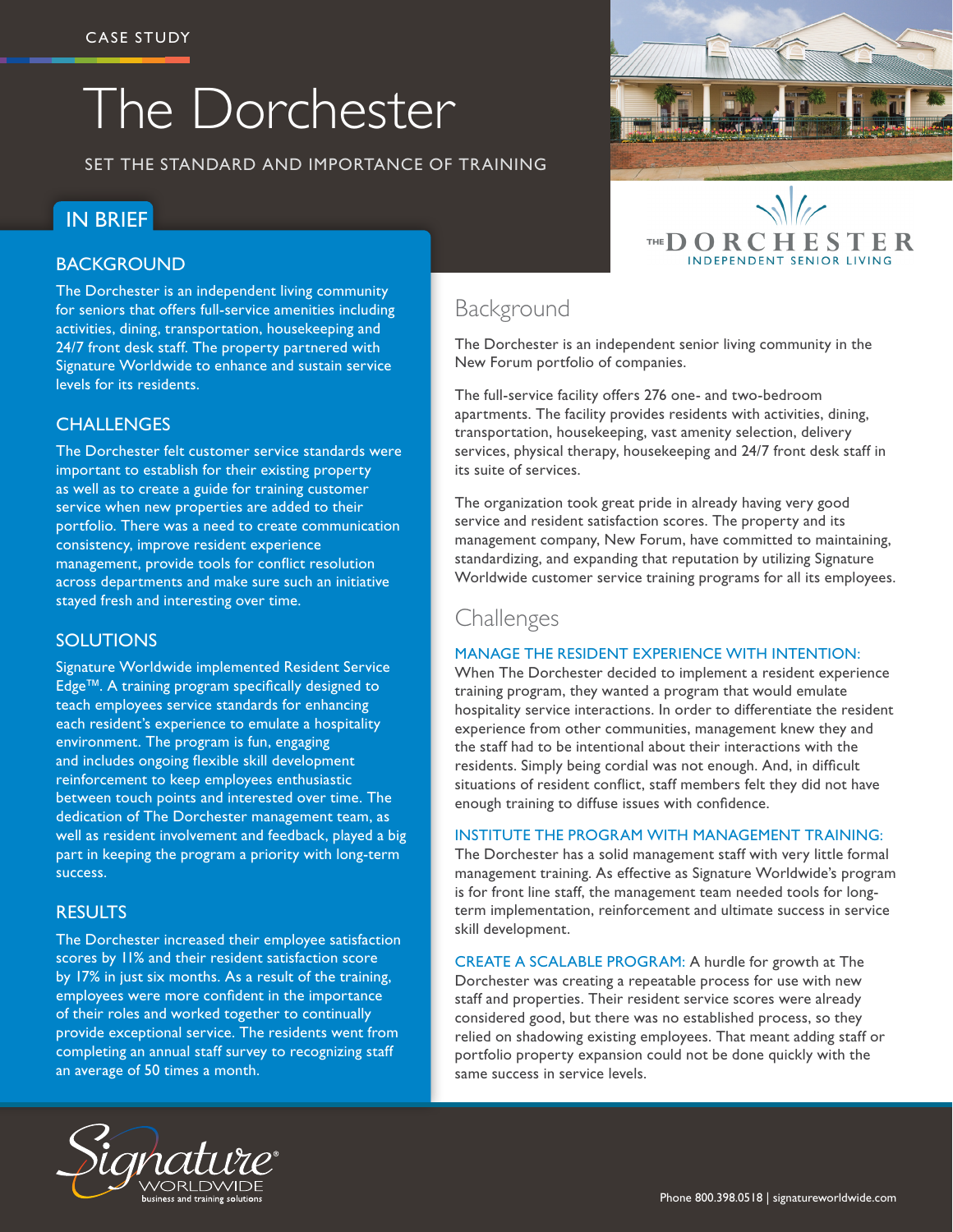CASE STUDY

# The Dorchester

SET THE STANDARD AND IMPORTANCE OF TRAINING

## IN BRIEF

### BACKGROUND

The Dorchester is an independent living community for seniors that offers full-service amenities including activities, dining, transportation, housekeeping and 24/7 front desk staff. The property partnered with Signature Worldwide to enhance and sustain service levels for its residents.

### CHALLENGES

The Dorchester felt customer service standards were important to establish for their existing property as well as to create a guide for training customer service when new properties are added to their portfolio. There was a need to create communication consistency, improve resident experience management, provide tools for conflict resolution across departments and make sure such an initiative stayed fresh and interesting over time.

### SOLUTIONS

Signature Worldwide implemented Resident Service Edge™. A training program specifically designed to teach employees service standards for enhancing each resident's experience to emulate a hospitality environment. The program is fun, engaging and includes ongoing flexible skill development reinforcement to keep employees enthusiastic between touch points and interested over time. The dedication of The Dorchester management team, as well as resident involvement and feedback, played a big part in keeping the program a priority with long-term success.

### RESULTS

The Dorchester increased their employee satisfaction scores by 11% and their resident satisfaction score by 17% in just six months. As a result of the training, employees were more confident in the importance of their roles and worked together to continually provide exceptional service. The residents went from completing an annual staff survey to recognizing staff an average of 50 times a month.

THE DORCHESTER
INDEPENDENT SENIOR LIVING

## Background

The Dorchester is an independent senior living community in the New Forum portfolio of companies.

The full-service facility offers 276 one- and two-bedroom apartments. The facility provides residents with activities, dining, transportation, housekeeping, vast amenity selection, delivery services, physical therapy, housekeeping and 24/7 front desk staff in its suite of services.

The organization took great pride in already having very good service and resident satisfaction scores. The property and its management company, New Forum, have committed to maintaining, standardizing, and expanding that reputation by utilizing Signature Worldwide customer service training programs for all its employees.

## Challenges

**MANAGE THE RESIDENT EXPERIENCE WITH INTENTION:**
When The Dorchester decided to implement a resident experience training program, they wanted a program that would emulate hospitality service interactions. In order to differentiate the resident experience from other communities, management knew they and the staff had to be intentional about their interactions with the residents. Simply being cordial was not enough. And, in difficult situations of resident conflict, staff members felt they did not have enough training to diffuse issues with confidence.

**INSTITUTE THE PROGRAM WITH MANAGEMENT TRAINING:**
The Dorchester has a solid management staff with very little formal management training. As effective as Signature Worldwide's program is for front line staff, the management team needed tools for long-term implementation, reinforcement and ultimate success in service skill development.

**CREATE A SCALABLE PROGRAM:** A hurdle for growth at The Dorchester was creating a repeatable process for use with new staff and properties. Their resident service scores were already considered good, but there was no established process, so they relied on shadowing existing employees. That meant adding staff or portfolio property expansion could not be done quickly with the same success in service levels.

Signature WORLDWIDE business and training solutions

Phone 800.398.0518 | signatureworldwide.com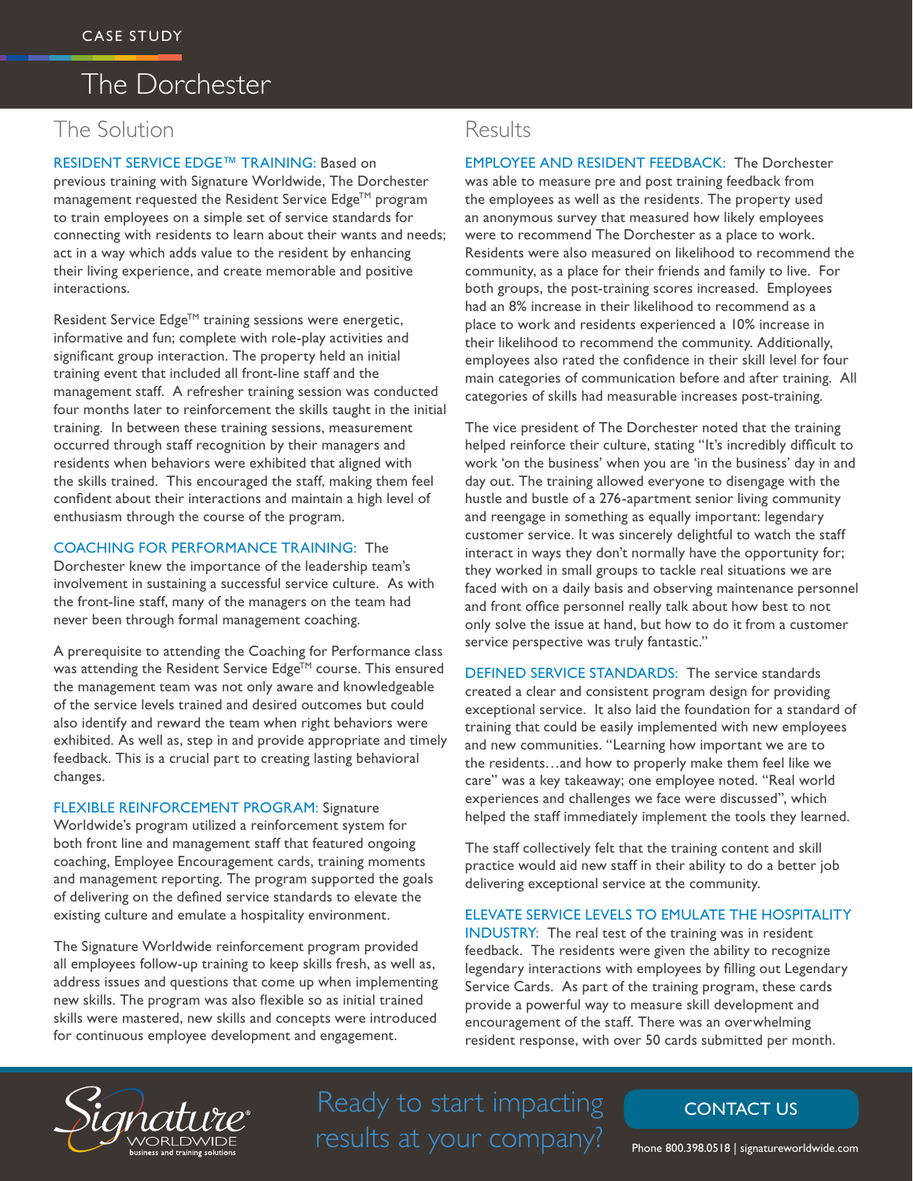CASE STUDY

# The Dorchester

## The Solution

RESIDENT SERVICE EDGE™ TRAINING: Based on previous training with Signature Worldwide, The Dorchester management requested the Resident Service Edge™ program to train employees on a simple set of service standards for connecting with residents to learn about their wants and needs; act in a way which adds value to the resident by enhancing their living experience, and create memorable and positive interactions.

Resident Service Edge™ training sessions were energetic, informative and fun; complete with role-play activities and significant group interaction. The property held an initial training event that included all front-line staff and the management staff. A refresher training session was conducted four months later to reinforcement the skills taught in the initial training. In between these training sessions, measurement occurred through staff recognition by their managers and residents when behaviors were exhibited that aligned with the skills trained. This encouraged the staff, making them feel confident about their interactions and maintain a high level of enthusiasm through the course of the program.

COACHING FOR PERFORMANCE TRAINING: The Dorchester knew the importance of the leadership team's involvement in sustaining a successful service culture. As with the front-line staff, many of the managers on the team had never been through formal management coaching.

A prerequisite to attending the Coaching for Performance class was attending the Resident Service Edge™ course. This ensured the management team was not only aware and knowledgeable of the service levels trained and desired outcomes but could also identify and reward the team when right behaviors were exhibited. As well as, step in and provide appropriate and timely feedback. This is a crucial part to creating lasting behavioral changes.

FLEXIBLE REINFORCEMENT PROGRAM: Signature Worldwide's program utilized a reinforcement system for both front line and management staff that featured ongoing coaching, Employee Encouragement cards, training moments and management reporting. The program supported the goals of delivering on the defined service standards to elevate the existing culture and emulate a hospitality environment.

The Signature Worldwide reinforcement program provided all employees follow-up training to keep skills fresh, as well as, address issues and questions that come up when implementing new skills. The program was also flexible so as initial trained skills were mastered, new skills and concepts were introduced for continuous employee development and engagement.

## Results

EMPLOYEE AND RESIDENT FEEDBACK: The Dorchester was able to measure pre and post training feedback from the employees as well as the residents. The property used an anonymous survey that measured how likely employees were to recommend The Dorchester as a place to work. Residents were also measured on likelihood to recommend the community, as a place for their friends and family to live. For both groups, the post-training scores increased. Employees had an 8% increase in their likelihood to recommend as a place to work and residents experienced a 10% increase in their likelihood to recommend the community. Additionally, employees also rated the confidence in their skill level for four main categories of communication before and after training. All categories of skills had measurable increases post-training.

The vice president of The Dorchester noted that the training helped reinforce their culture, stating "It's incredibly difficult to work 'on the business' when you are 'in the business' day in and day out. The training allowed everyone to disengage with the hustle and bustle of a 276-apartment senior living community and reengage in something as equally important: legendary customer service. It was sincerely delightful to watch the staff interact in ways they don't normally have the opportunity for; they worked in small groups to tackle real situations we are faced with on a daily basis and observing maintenance personnel and front office personnel really talk about how best to not only solve the issue at hand, but how to do it from a customer service perspective was truly fantastic."

DEFINED SERVICE STANDARDS: The service standards created a clear and consistent program design for providing exceptional service. It also laid the foundation for a standard of training that could be easily implemented with new employees and new communities. "Learning how important we are to the residents…and how to properly make them feel like we care" was a key takeaway; one employee noted. "Real world experiences and challenges we face were discussed", which helped the staff immediately implement the tools they learned.

The staff collectively felt that the training content and skill practice would aid new staff in their ability to do a better job delivering exceptional service at the community.

ELEVATE SERVICE LEVELS TO EMULATE THE HOSPITALITY INDUSTRY: The real test of the training was in resident feedback. The residents were given the ability to recognize legendary interactions with employees by filling out Legendary Service Cards. As part of the training program, these cards provide a powerful way to measure skill development and encouragement of the staff. There was an overwhelming resident response, with over 50 cards submitted per month.

Signature® WORLDWIDE business and training solutions

Ready to start impacting results at your company?

CONTACT US

Phone 800.398.0518 | signatureworldwide.com